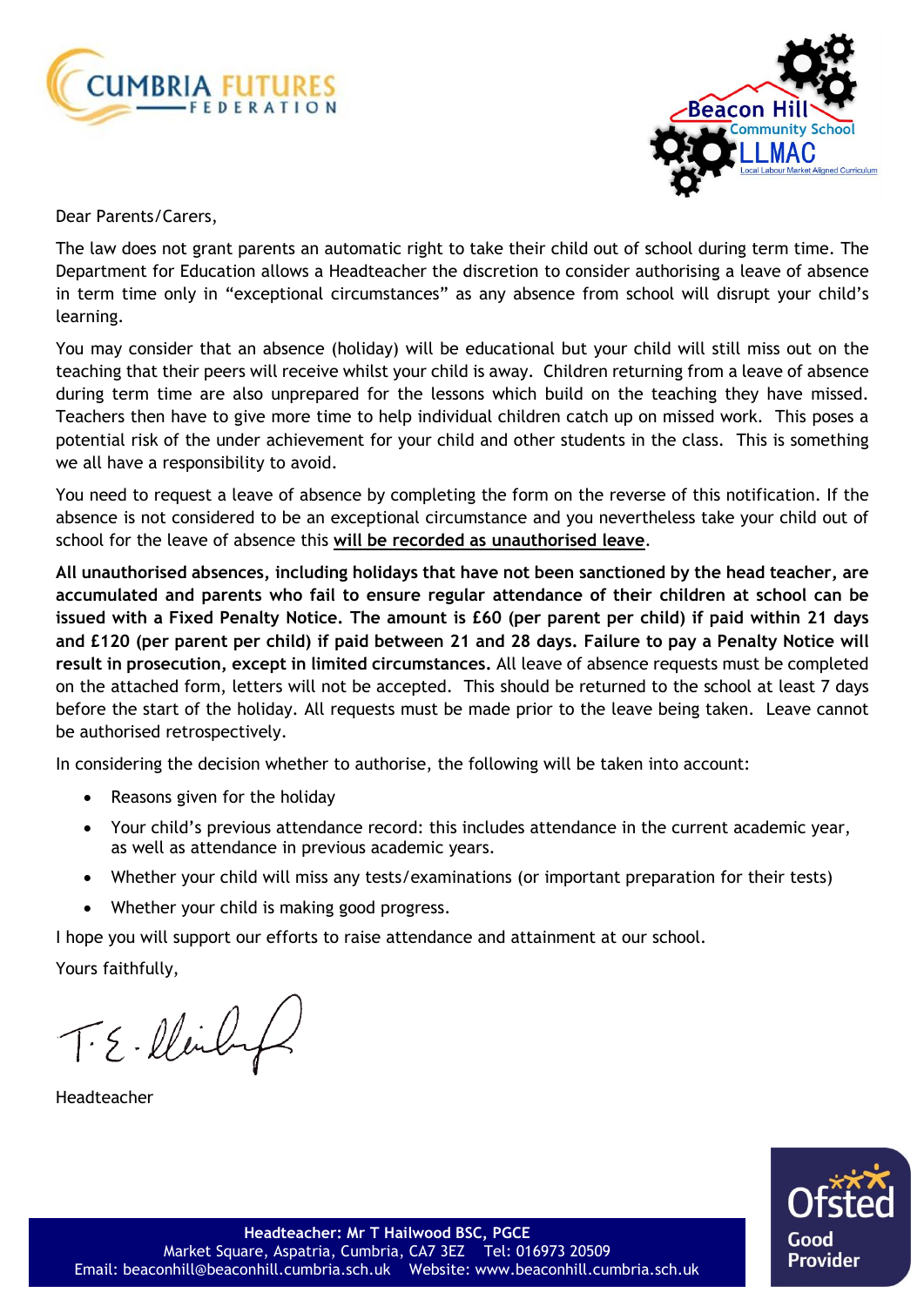Dear Parents/Carers,

The law does not grant parents an automatic right to take their child out of school during term time. The Department for Education allows a Headteacher the discretion to consider authorising a leave of absence in term time only in "exceptional circumstances" as any absence from school will disrupt your child's learning.

You may consider that an absence (holiday) will be educational but your child will still miss out on the teaching that their peers will receive whilst your child is away. Children returning from a leave of absence during term time are also unprepared for the lessons which build on the teaching they have missed. Teachers then have to give more time to help individual children catch up on missed work. This poses a potential risk of the under achievement for your child and other students in the class. This is something we all have a responsibility to avoid.

You need to request a leave of absence by completing the form on the reverse of this notification. If the absence is not considered to be an exceptional circumstance and you nevertheless take your child out of school for the leave of absence this **will be recorded as unauthorised leave**.

**All unauthorised absences, including holidays that have not been sanctioned by the head teacher, are accumulated and parents who fail to ensure regular attendance of their children at school can be issued with a Fixed Penalty Notice. The amount is £60 (per parent per child) if paid within 21 days and £120 (per parent per child) if paid between 21 and 28 days. Failure to pay a Penalty Notice will result in prosecution, except in limited circumstances.** All leave of absence requests must be completed on the attached form, letters will not be accepted. This should be returned to the school at least 7 days before the start of the holiday. All requests must be made prior to the leave being taken. Leave cannot be authorised retrospectively.

In considering the decision whether to authorise, the following will be taken into account:

- Reasons given for the holiday
- Your child's previous attendance record: this includes attendance in the current academic year, as well as attendance in previous academic years.
- Whether your child will miss any tests/examinations (or important preparation for their tests)
- Whether your child is making good progress.

I hope you will support our efforts to raise attendance and attainment at our school.

Yours faithfully,

T.E. Hailwood

Headteacher

**Headteacher: Mr T Hailwood BSC, PGCE**
Market Square, Aspatria, Cumbria, CA7 3EZ Tel: 016973 20509
Email: beaconhill@beaconhill.cumbria.sch.uk Website: www.beaconhill.cumbria.sch.uk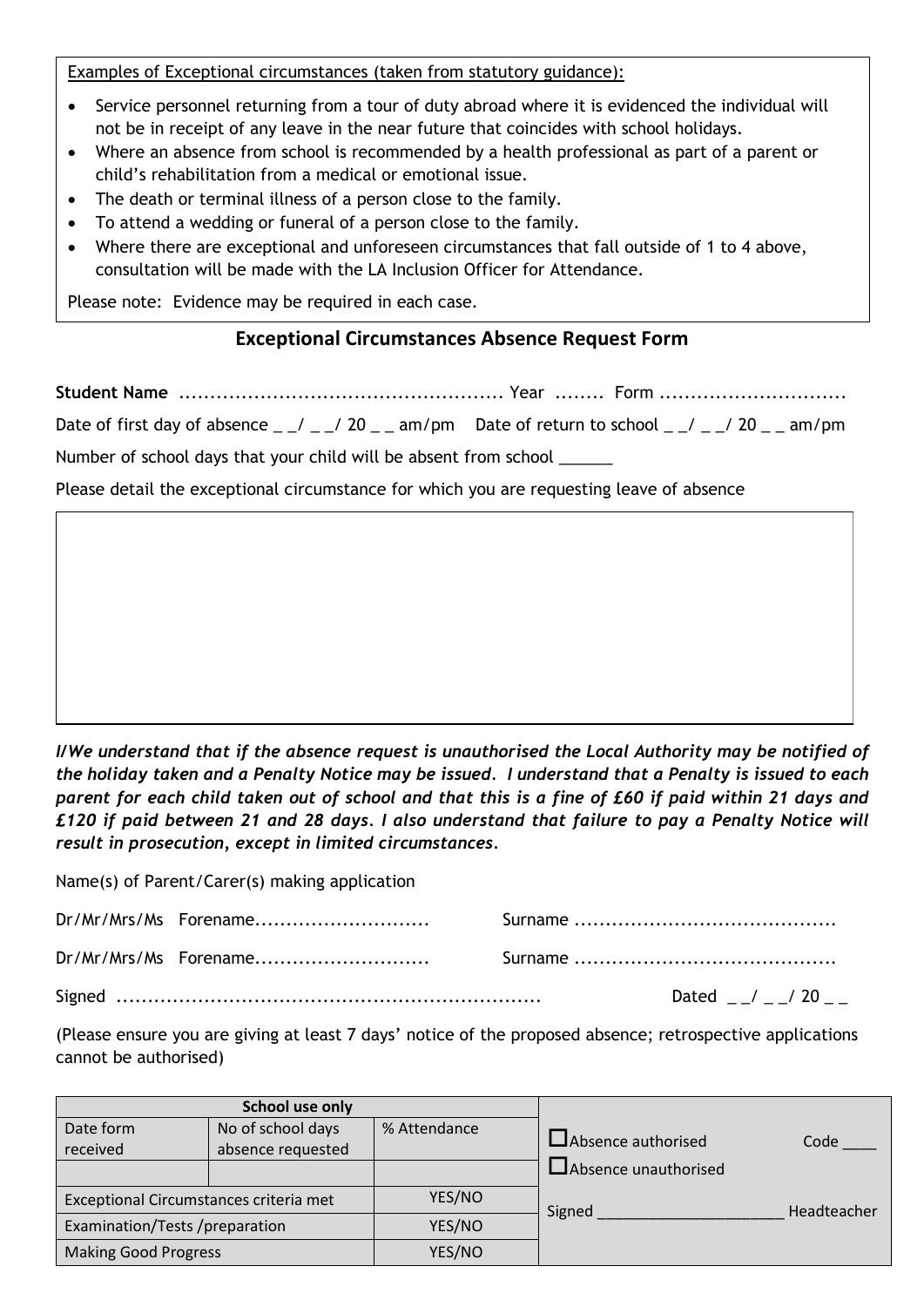Examples of Exceptional circumstances (taken from statutory guidance):

- Service personnel returning from a tour of duty abroad where it is evidenced the individual will not be in receipt of any leave in the near future that coincides with school holidays.
- Where an absence from school is recommended by a health professional as part of a parent or child's rehabilitation from a medical or emotional issue.
- The death or terminal illness of a person close to the family.
- To attend a wedding or funeral of a person close to the family.
- Where there are exceptional and unforeseen circumstances that fall outside of 1 to 4 above, consultation will be made with the LA Inclusion Officer for Attendance.

Please note: Evidence may be required in each case.

## Exceptional Circumstances Absence Request Form

**Student Name** ................................................... Year ........ Form .............................

Date of first day of absence _ _/ _ _/ 20 _ _ am/pm    Date of return to school _ _/ _ _/ 20 _ _ am/pm

Number of school days that your child will be absent from school ______

Please detail the exceptional circumstance for which you are requesting leave of absence

***I/We understand that if the absence request is unauthorised the Local Authority may be notified of the holiday taken and a Penalty Notice may be issued. I understand that a Penalty is issued to each parent for each child taken out of school and that this is a fine of £60 if paid within 21 days and £120 if paid between 21 and 28 days. I also understand that failure to pay a Penalty Notice will result in prosecution, except in limited circumstances.***

Name(s) of Parent/Carer(s) making application

Dr/Mr/Mrs/Ms Forename...........................    Surname .........................................

Dr/Mr/Mrs/Ms Forename...........................    Surname .........................................

Signed ...................................................................    Dated _ _/ _ _/ 20 _ _

(Please ensure you are giving at least 7 days' notice of the proposed absence; retrospective applications cannot be authorised)

| School use only | | | |
|---|---|---|---|
| Date form received | No of school days absence requested | % Attendance | ☐Absence authorised Code ____ |
| | | | ☐Absence unauthorised |
| Exceptional Circumstances criteria met | | YES/NO | Signed ____________________ Headteacher |
| Examination/Tests /preparation | | YES/NO | |
| Making Good Progress | | YES/NO | |